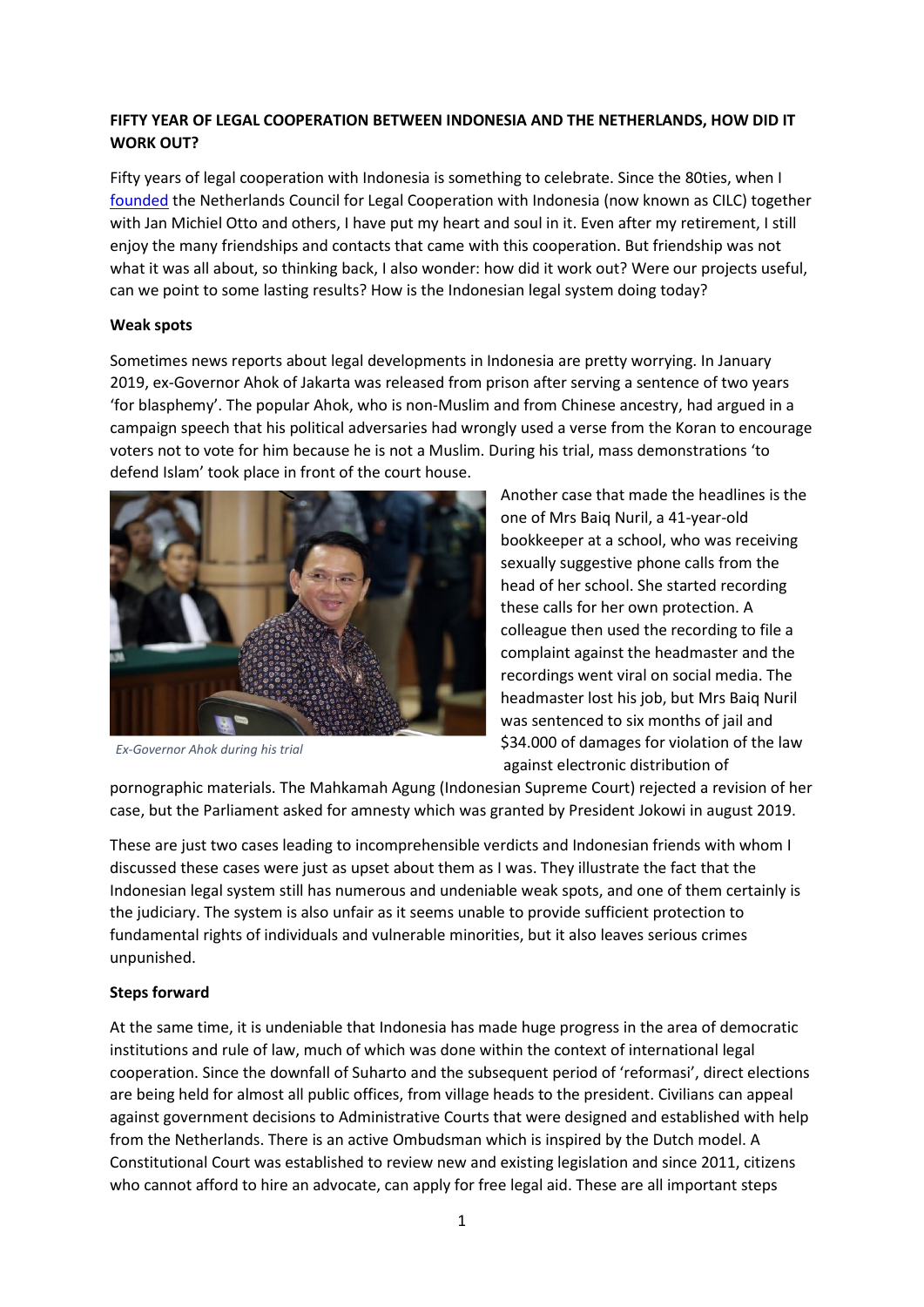**FIFTY YEAR OF LEGAL COOPERATION BETWEEN INDONESIA AND THE NETHERLANDS, HOW DID IT WORK OUT?**

Fifty years of legal cooperation with Indonesia is something to celebrate. Since the 80ties, when I founded the Netherlands Council for Legal Cooperation with Indonesia (now known as CILC) together with Jan Michiel Otto and others, I have put my heart and soul in it. Even after my retirement, I still enjoy the many friendships and contacts that came with this cooperation. But friendship was not what it was all about, so thinking back, I also wonder: how did it work out? Were our projects useful, can we point to some lasting results? How is the Indonesian legal system doing today?

**Weak spots**

Sometimes news reports about legal developments in Indonesia are pretty worrying. In January 2019, ex-Governor Ahok of Jakarta was released from prison after serving a sentence of two years 'for blasphemy'. The popular Ahok, who is non-Muslim and from Chinese ancestry, had argued in a campaign speech that his political adversaries had wrongly used a verse from the Koran to encourage voters not to vote for him because he is not a Muslim. During his trial, mass demonstrations 'to defend Islam' took place in front of the court house.

*Ex-Governor Ahok during his trial*

Another case that made the headlines is the one of Mrs Baiq Nuril, a 41-year-old bookkeeper at a school, who was receiving sexually suggestive phone calls from the head of her school. She started recording these calls for her own protection. A colleague then used the recording to file a complaint against the headmaster and the recordings went viral on social media. The headmaster lost his job, but Mrs Baiq Nuril was sentenced to six months of jail and $34.000 of damages for violation of the law against electronic distribution of pornographic materials. The Mahkamah Agung (Indonesian Supreme Court) rejected a revision of her case, but the Parliament asked for amnesty which was granted by President Jokowi in august 2019.

These are just two cases leading to incomprehensible verdicts and Indonesian friends with whom I discussed these cases were just as upset about them as I was. They illustrate the fact that the Indonesian legal system still has numerous and undeniable weak spots, and one of them certainly is the judiciary. The system is also unfair as it seems unable to provide sufficient protection to fundamental rights of individuals and vulnerable minorities, but it also leaves serious crimes unpunished.

**Steps forward**

At the same time, it is undeniable that Indonesia has made huge progress in the area of democratic institutions and rule of law, much of which was done within the context of international legal cooperation. Since the downfall of Suharto and the subsequent period of 'reformasi', direct elections are being held for almost all public offices, from village heads to the president. Civilians can appeal against government decisions to Administrative Courts that were designed and established with help from the Netherlands. There is an active Ombudsman which is inspired by the Dutch model. A Constitutional Court was established to review new and existing legislation and since 2011, citizens who cannot afford to hire an advocate, can apply for free legal aid. These are all important steps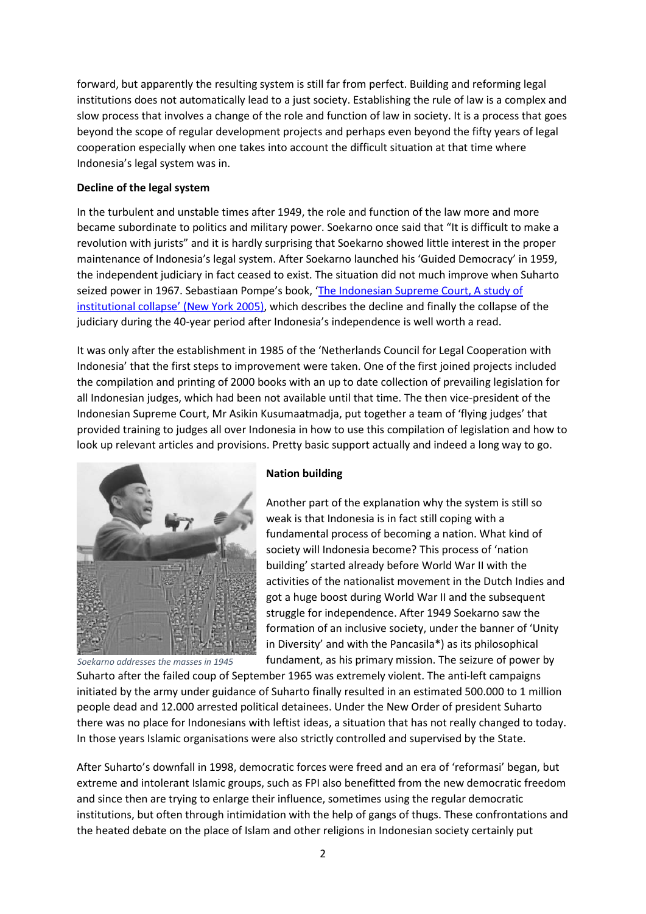forward, but apparently the resulting system is still far from perfect. Building and reforming legal institutions does not automatically lead to a just society. Establishing the rule of law is a complex and slow process that involves a change of the role and function of law in society. It is a process that goes beyond the scope of regular development projects and perhaps even beyond the fifty years of legal cooperation especially when one takes into account the difficult situation at that time where Indonesia's legal system was in.

**Decline of the legal system**

In the turbulent and unstable times after 1949, the role and function of the law more and more became subordinate to politics and military power. Soekarno once said that "It is difficult to make a revolution with jurists" and it is hardly surprising that Soekarno showed little interest in the proper maintenance of Indonesia's legal system. After Soekarno launched his 'Guided Democracy' in 1959, the independent judiciary in fact ceased to exist. The situation did not much improve when Suharto seized power in 1967. Sebastiaan Pompe's book, 'The Indonesian Supreme Court, A study of institutional collapse' (New York 2005), which describes the decline and finally the collapse of the judiciary during the 40-year period after Indonesia's independence is well worth a read.

It was only after the establishment in 1985 of the 'Netherlands Council for Legal Cooperation with Indonesia' that the first steps to improvement were taken. One of the first joined projects included the compilation and printing of 2000 books with an up to date collection of prevailing legislation for all Indonesian judges, which had been not available until that time. The then vice-president of the Indonesian Supreme Court, Mr Asikin Kusumaatmadja, put together a team of 'flying judges' that provided training to judges all over Indonesia in how to use this compilation of legislation and how to look up relevant articles and provisions. Pretty basic support actually and indeed a long way to go.

*Soekarno addresses the masses in 1945*

**Nation building**

Another part of the explanation why the system is still so weak is that Indonesia is in fact still coping with a fundamental process of becoming a nation. What kind of society will Indonesia become? This process of 'nation building' started already before World War II with the activities of the nationalist movement in the Dutch Indies and got a huge boost during World War II and the subsequent struggle for independence. After 1949 Soekarno saw the formation of an inclusive society, under the banner of 'Unity in Diversity' and with the Pancasila*) as its philosophical fundament, as his primary mission. The seizure of power by Suharto after the failed coup of September 1965 was extremely violent. The anti-left campaigns initiated by the army under guidance of Suharto finally resulted in an estimated 500.000 to 1 million people dead and 12.000 arrested political detainees. Under the New Order of president Suharto there was no place for Indonesians with leftist ideas, a situation that has not really changed to today. In those years Islamic organisations were also strictly controlled and supervised by the State.

After Suharto's downfall in 1998, democratic forces were freed and an era of 'reformasi' began, but extreme and intolerant Islamic groups, such as FPI also benefitted from the new democratic freedom and since then are trying to enlarge their influence, sometimes using the regular democratic institutions, but often through intimidation with the help of gangs of thugs. These confrontations and the heated debate on the place of Islam and other religions in Indonesian society certainly put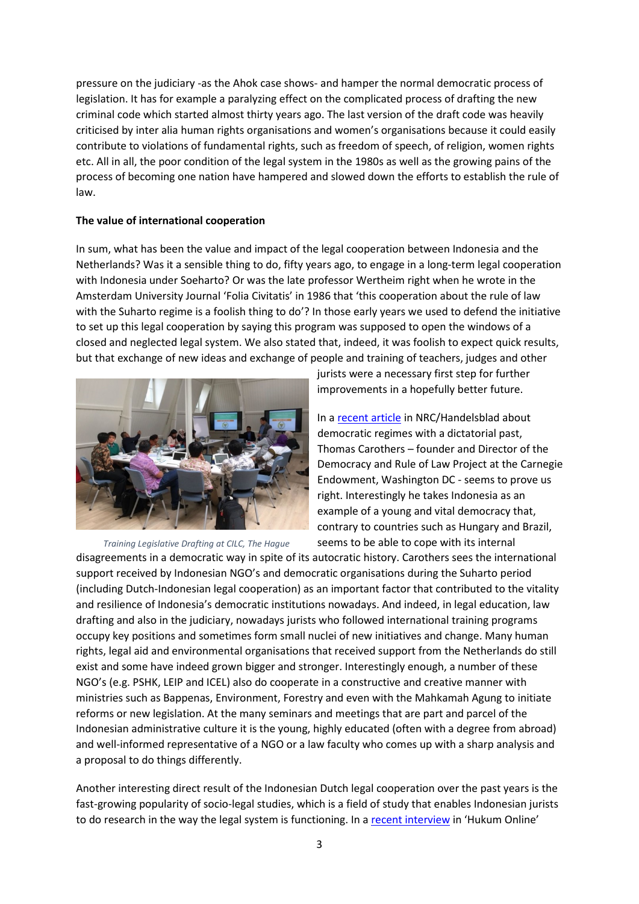pressure on the judiciary -as the Ahok case shows- and hamper the normal democratic process of legislation. It has for example a paralyzing effect on the complicated process of drafting the new criminal code which started almost thirty years ago. The last version of the draft code was heavily criticised by inter alia human rights organisations and women's organisations because it could easily contribute to violations of fundamental rights, such as freedom of speech, of religion, women rights etc. All in all, the poor condition of the legal system in the 1980s as well as the growing pains of the process of becoming one nation have hampered and slowed down the efforts to establish the rule of law.

**The value of international cooperation**

In sum, what has been the value and impact of the legal cooperation between Indonesia and the Netherlands? Was it a sensible thing to do, fifty years ago, to engage in a long-term legal cooperation with Indonesia under Soeharto? Or was the late professor Wertheim right when he wrote in the Amsterdam University Journal 'Folia Civitatis' in 1986 that 'this cooperation about the rule of law with the Suharto regime is a foolish thing to do'? In those early years we used to defend the initiative to set up this legal cooperation by saying this program was supposed to open the windows of a closed and neglected legal system. We also stated that, indeed, it was foolish to expect quick results, but that exchange of new ideas and exchange of people and training of teachers, judges and other jurists were a necessary first step for further improvements in a hopefully better future.

*Training Legislative Drafting at CILC, The Hague*

In a recent article in NRC/Handelsblad about democratic regimes with a dictatorial past, Thomas Carothers – founder and Director of the Democracy and Rule of Law Project at the Carnegie Endowment, Washington DC - seems to prove us right. Interestingly he takes Indonesia as an example of a young and vital democracy that, contrary to countries such as Hungary and Brazil, seems to be able to cope with its internal disagreements in a democratic way in spite of its autocratic history. Carothers sees the international support received by Indonesian NGO's and democratic organisations during the Suharto period (including Dutch-Indonesian legal cooperation) as an important factor that contributed to the vitality and resilience of Indonesia's democratic institutions nowadays. And indeed, in legal education, law drafting and also in the judiciary, nowadays jurists who followed international training programs occupy key positions and sometimes form small nuclei of new initiatives and change. Many human rights, legal aid and environmental organisations that received support from the Netherlands do still exist and some have indeed grown bigger and stronger. Interestingly enough, a number of these NGO's (e.g. PSHK, LEIP and ICEL) also do cooperate in a constructive and creative manner with ministries such as Bappenas, Environment, Forestry and even with the Mahkamah Agung to initiate reforms or new legislation. At the many seminars and meetings that are part and parcel of the Indonesian administrative culture it is the young, highly educated (often with a degree from abroad) and well-informed representative of a NGO or a law faculty who comes up with a sharp analysis and a proposal to do things differently.

Another interesting direct result of the Indonesian Dutch legal cooperation over the past years is the fast-growing popularity of socio-legal studies, which is a field of study that enables Indonesian jurists to do research in the way the legal system is functioning. In a recent interview in 'Hukum Online'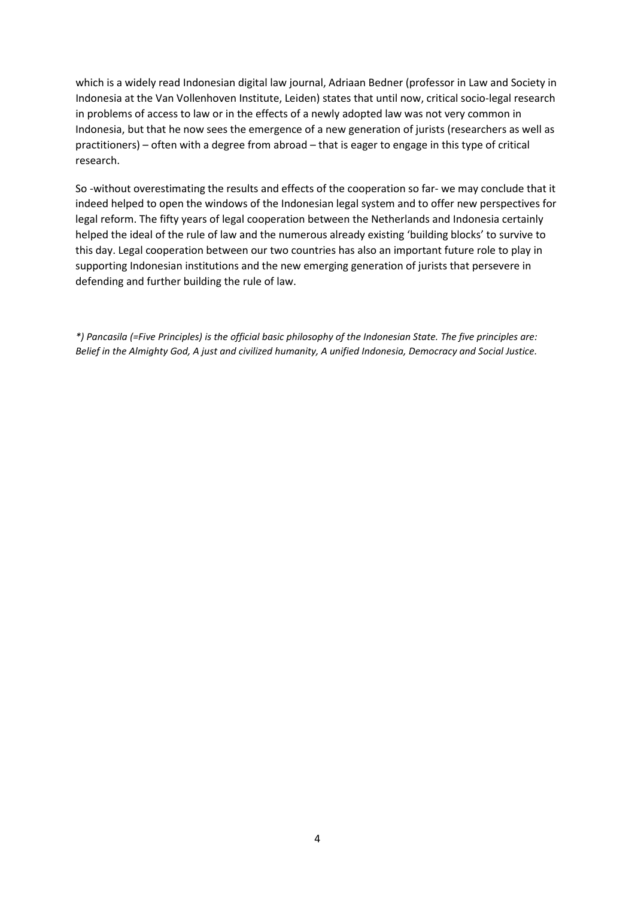which is a widely read Indonesian digital law journal, Adriaan Bedner (professor in Law and Society in Indonesia at the Van Vollenhoven Institute, Leiden) states that until now, critical socio-legal research in problems of access to law or in the effects of a newly adopted law was not very common in Indonesia, but that he now sees the emergence of a new generation of jurists (researchers as well as practitioners) – often with a degree from abroad – that is eager to engage in this type of critical research.

So -without overestimating the results and effects of the cooperation so far- we may conclude that it indeed helped to open the windows of the Indonesian legal system and to offer new perspectives for legal reform. The fifty years of legal cooperation between the Netherlands and Indonesia certainly helped the ideal of the rule of law and the numerous already existing 'building blocks' to survive to this day. Legal cooperation between our two countries has also an important future role to play in supporting Indonesian institutions and the new emerging generation of jurists that persevere in defending and further building the rule of law.

*\*) Pancasila (=Five Principles) is the official basic philosophy of the Indonesian State. The five principles are: Belief in the Almighty God, A just and civilized humanity, A unified Indonesia, Democracy and Social Justice.*